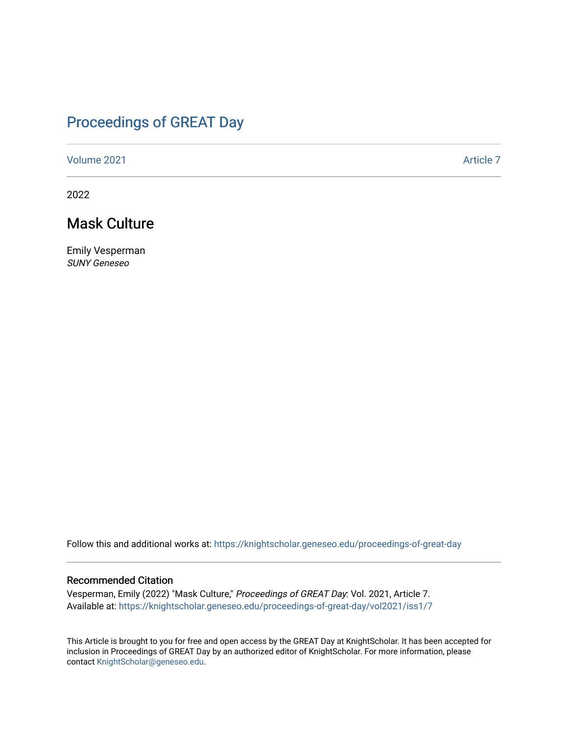# Proceedings of GREAT Day

Volume 2021 Article 7

2022

## Mask Culture

Emily Vesperman
*SUNY Geneseo*

Follow this and additional works at: https://knightscholar.geneseo.edu/proceedings-of-great-day

### Recommended Citation

Vesperman, Emily (2022) "Mask Culture," *Proceedings of GREAT Day*: Vol. 2021, Article 7.
Available at: https://knightscholar.geneseo.edu/proceedings-of-great-day/vol2021/iss1/7

This Article is brought to you for free and open access by the GREAT Day at KnightScholar. It has been accepted for inclusion in Proceedings of GREAT Day by an authorized editor of KnightScholar. For more information, please contact KnightScholar@geneseo.edu.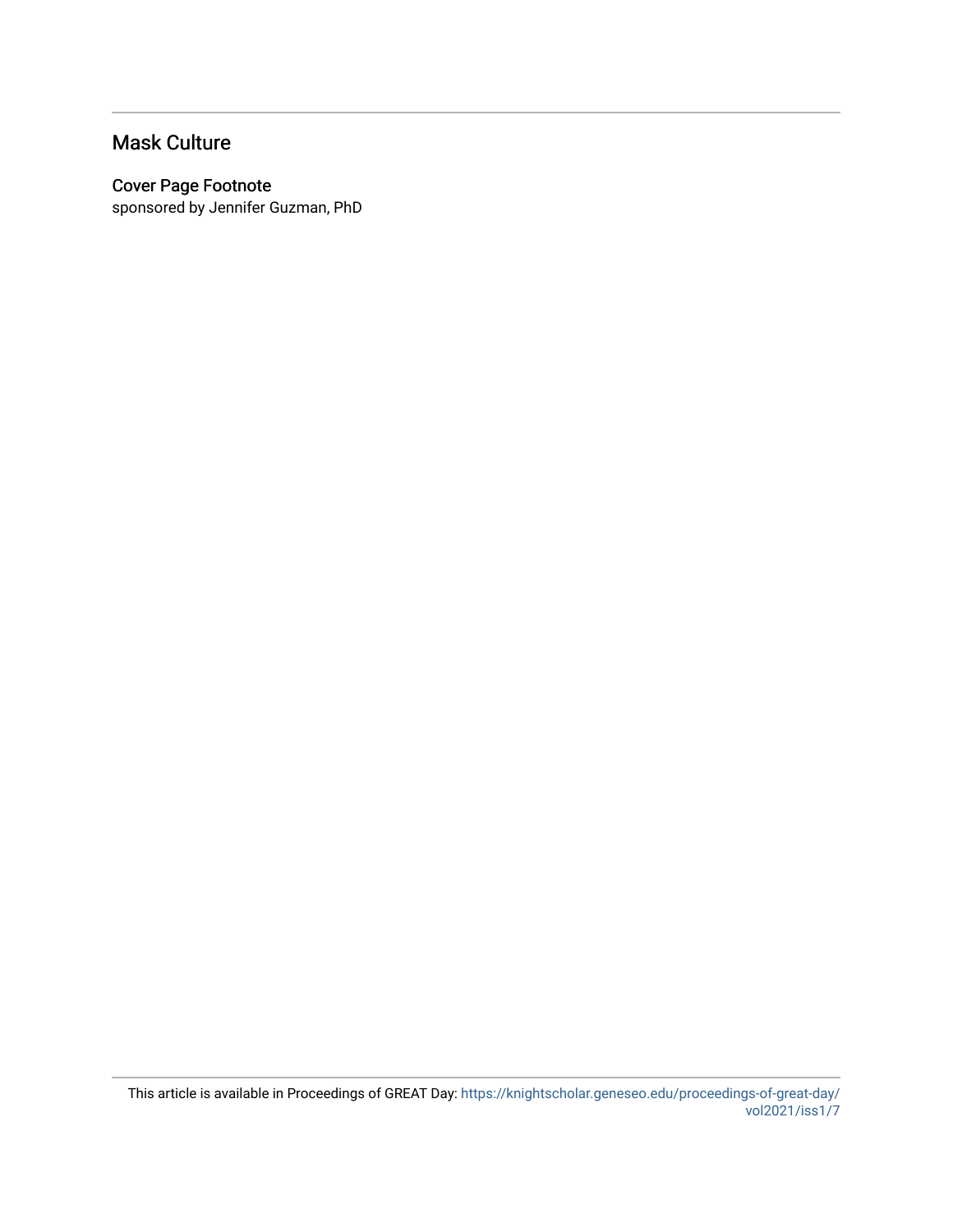## Mask Culture

### Cover Page Footnote

sponsored by Jennifer Guzman, PhD

This article is available in Proceedings of GREAT Day: https://knightscholar.geneseo.edu/proceedings-of-great-day/vol2021/iss1/7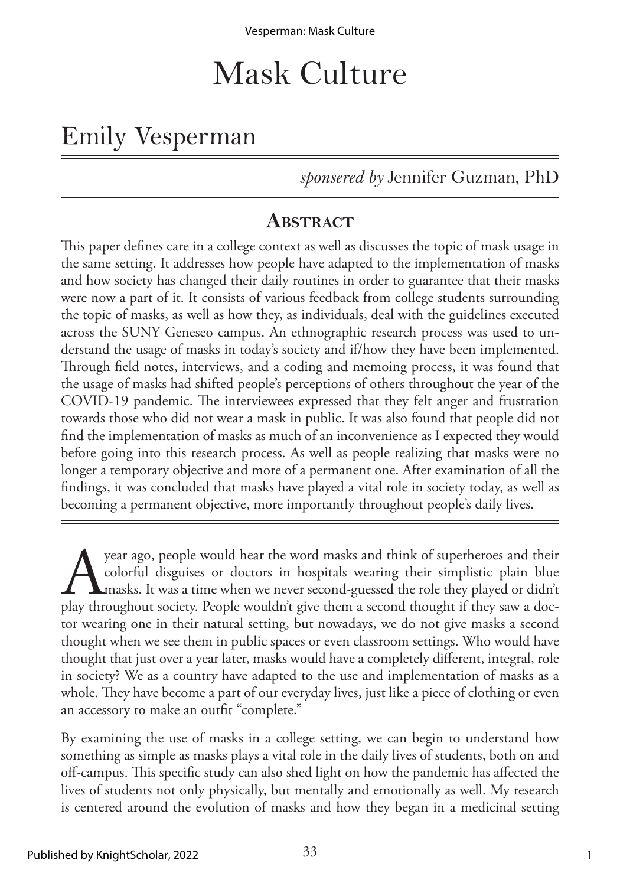# Mask Culture

## Emily Vesperman

*sponsered by* Jennifer Guzman, PhD

### Abstract

This paper defines care in a college context as well as discusses the topic of mask usage in the same setting. It addresses how people have adapted to the implementation of masks and how society has changed their daily routines in order to guarantee that their masks were now a part of it. It consists of various feedback from college students surrounding the topic of masks, as well as how they, as individuals, deal with the guidelines executed across the SUNY Geneseo campus. An ethnographic research process was used to understand the usage of masks in today's society and if/how they have been implemented. Through field notes, interviews, and a coding and memoing process, it was found that the usage of masks had shifted people's perceptions of others throughout the year of the COVID-19 pandemic. The interviewees expressed that they felt anger and frustration towards those who did not wear a mask in public. It was also found that people did not find the implementation of masks as much of an inconvenience as I expected they would before going into this research process. As well as people realizing that masks were no longer a temporary objective and more of a permanent one. After examination of all the findings, it was concluded that masks have played a vital role in society today, as well as becoming a permanent objective, more importantly throughout people's daily lives.

---

A year ago, people would hear the word masks and think of superheroes and their colorful disguises or doctors in hospitals wearing their simplistic plain blue masks. It was a time when we never second-guessed the role they played or didn't play throughout society. People wouldn't give them a second thought if they saw a doctor wearing one in their natural setting, but nowadays, we do not give masks a second thought when we see them in public spaces or even classroom settings. Who would have thought that just over a year later, masks would have a completely different, integral, role in society? We as a country have adapted to the use and implementation of masks as a whole. They have become a part of our everyday lives, just like a piece of clothing or even an accessory to make an outfit "complete."

By examining the use of masks in a college setting, we can begin to understand how something as simple as masks plays a vital role in the daily lives of students, both on and off-campus. This specific study can also shed light on how the pandemic has affected the lives of students not only physically, but mentally and emotionally as well. My research is centered around the evolution of masks and how they began in a medicinal setting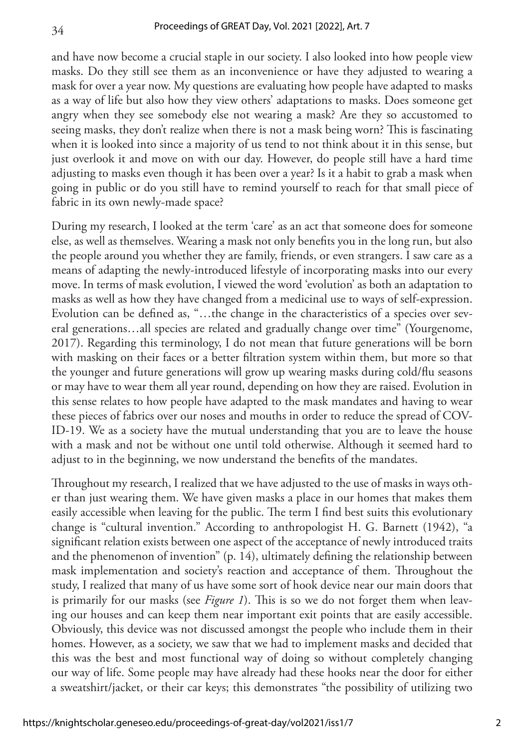and have now become a crucial staple in our society. I also looked into how people view masks. Do they still see them as an inconvenience or have they adjusted to wearing a mask for over a year now. My questions are evaluating how people have adapted to masks as a way of life but also how they view others' adaptations to masks. Does someone get angry when they see somebody else not wearing a mask? Are they so accustomed to seeing masks, they don't realize when there is not a mask being worn? This is fascinating when it is looked into since a majority of us tend to not think about it in this sense, but just overlook it and move on with our day. However, do people still have a hard time adjusting to masks even though it has been over a year? Is it a habit to grab a mask when going in public or do you still have to remind yourself to reach for that small piece of fabric in its own newly-made space?

During my research, I looked at the term 'care' as an act that someone does for someone else, as well as themselves. Wearing a mask not only benefits you in the long run, but also the people around you whether they are family, friends, or even strangers. I saw care as a means of adapting the newly-introduced lifestyle of incorporating masks into our every move. In terms of mask evolution, I viewed the word 'evolution' as both an adaptation to masks as well as how they have changed from a medicinal use to ways of self-expression. Evolution can be defined as, "…the change in the characteristics of a species over several generations…all species are related and gradually change over time" (Yourgenome, 2017). Regarding this terminology, I do not mean that future generations will be born with masking on their faces or a better filtration system within them, but more so that the younger and future generations will grow up wearing masks during cold/flu seasons or may have to wear them all year round, depending on how they are raised. Evolution in this sense relates to how people have adapted to the mask mandates and having to wear these pieces of fabrics over our noses and mouths in order to reduce the spread of COVID-19. We as a society have the mutual understanding that you are to leave the house with a mask and not be without one until told otherwise. Although it seemed hard to adjust to in the beginning, we now understand the benefits of the mandates.

Throughout my research, I realized that we have adjusted to the use of masks in ways other than just wearing them. We have given masks a place in our homes that makes them easily accessible when leaving for the public. The term I find best suits this evolutionary change is "cultural invention." According to anthropologist H. G. Barnett (1942), "a significant relation exists between one aspect of the acceptance of newly introduced traits and the phenomenon of invention" (p. 14), ultimately defining the relationship between mask implementation and society's reaction and acceptance of them. Throughout the study, I realized that many of us have some sort of hook device near our main doors that is primarily for our masks (see *Figure 1*). This is so we do not forget them when leaving our houses and can keep them near important exit points that are easily accessible. Obviously, this device was not discussed amongst the people who include them in their homes. However, as a society, we saw that we had to implement masks and decided that this was the best and most functional way of doing so without completely changing our way of life. Some people may have already had these hooks near the door for either a sweatshirt/jacket, or their car keys; this demonstrates "the possibility of utilizing two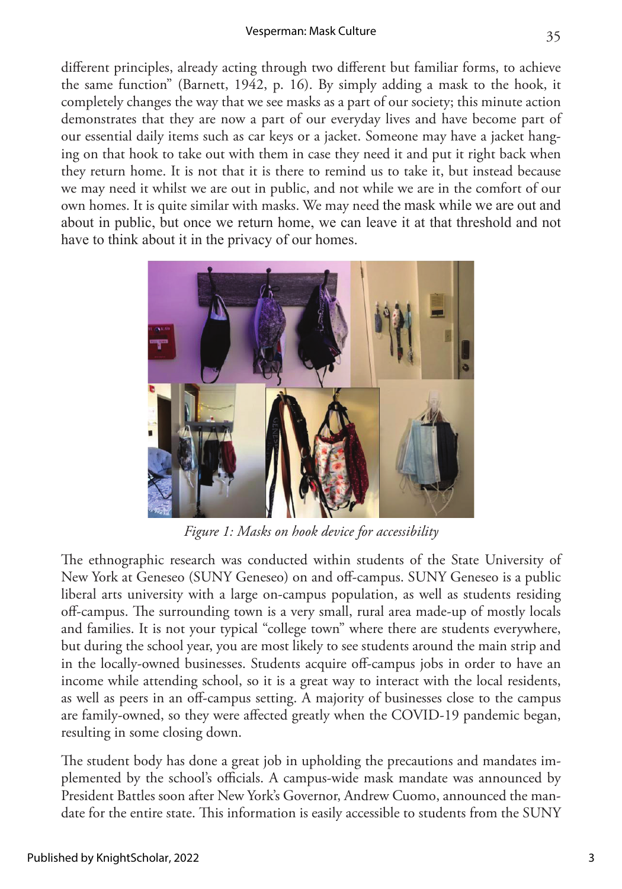different principles, already acting through two different but familiar forms, to achieve the same function" (Barnett, 1942, p. 16). By simply adding a mask to the hook, it completely changes the way that we see masks as a part of our society; this minute action demonstrates that they are now a part of our everyday lives and have become part of our essential daily items such as car keys or a jacket. Someone may have a jacket hanging on that hook to take out with them in case they need it and put it right back when they return home. It is not that it is there to remind us to take it, but instead because we may need it whilst we are out in public, and not while we are in the comfort of our own homes. It is quite similar with masks. We may need the mask while we are out and about in public, but once we return home, we can leave it at that threshold and not have to think about it in the privacy of our homes.

*Figure 1: Masks on hook device for accessibility*

The ethnographic research was conducted within students of the State University of New York at Geneseo (SUNY Geneseo) on and off-campus. SUNY Geneseo is a public liberal arts university with a large on-campus population, as well as students residing off-campus. The surrounding town is a very small, rural area made-up of mostly locals and families. It is not your typical "college town" where there are students everywhere, but during the school year, you are most likely to see students around the main strip and in the locally-owned businesses. Students acquire off-campus jobs in order to have an income while attending school, so it is a great way to interact with the local residents, as well as peers in an off-campus setting. A majority of businesses close to the campus are family-owned, so they were affected greatly when the COVID-19 pandemic began, resulting in some closing down.

The student body has done a great job in upholding the precautions and mandates implemented by the school's officials. A campus-wide mask mandate was announced by President Battles soon after New York's Governor, Andrew Cuomo, announced the mandate for the entire state. This information is easily accessible to students from the SUNY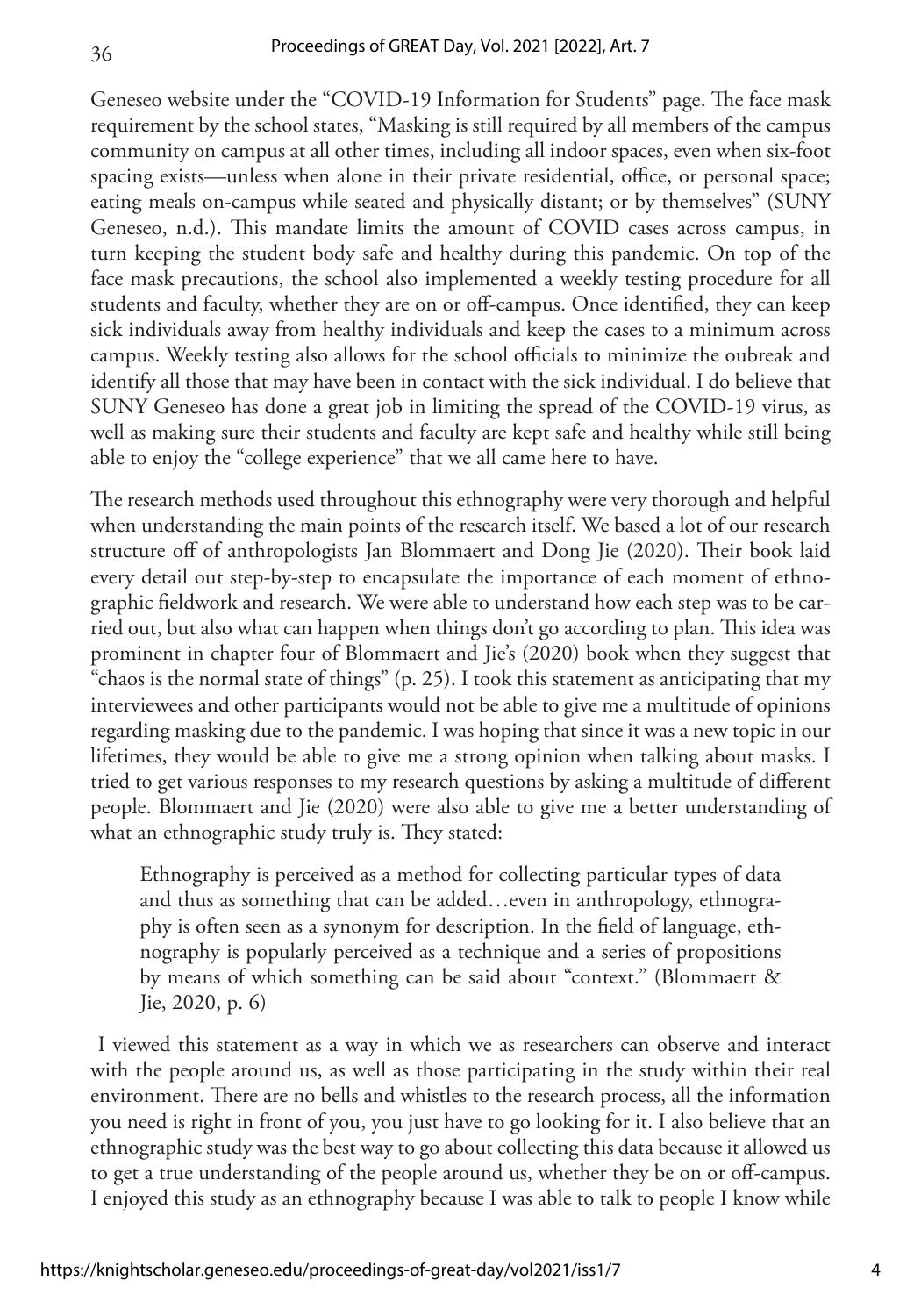Geneseo website under the "COVID-19 Information for Students" page. The face mask requirement by the school states, "Masking is still required by all members of the campus community on campus at all other times, including all indoor spaces, even when six-foot spacing exists—unless when alone in their private residential, office, or personal space; eating meals on-campus while seated and physically distant; or by themselves" (SUNY Geneseo, n.d.). This mandate limits the amount of COVID cases across campus, in turn keeping the student body safe and healthy during this pandemic. On top of the face mask precautions, the school also implemented a weekly testing procedure for all students and faculty, whether they are on or off-campus. Once identified, they can keep sick individuals away from healthy individuals and keep the cases to a minimum across campus. Weekly testing also allows for the school officials to minimize the oubreak and identify all those that may have been in contact with the sick individual. I do believe that SUNY Geneseo has done a great job in limiting the spread of the COVID-19 virus, as well as making sure their students and faculty are kept safe and healthy while still being able to enjoy the "college experience" that we all came here to have.

The research methods used throughout this ethnography were very thorough and helpful when understanding the main points of the research itself. We based a lot of our research structure off of anthropologists Jan Blommaert and Dong Jie (2020). Their book laid every detail out step-by-step to encapsulate the importance of each moment of ethnographic fieldwork and research. We were able to understand how each step was to be carried out, but also what can happen when things don't go according to plan. This idea was prominent in chapter four of Blommaert and Jie's (2020) book when they suggest that "chaos is the normal state of things" (p. 25). I took this statement as anticipating that my interviewees and other participants would not be able to give me a multitude of opinions regarding masking due to the pandemic. I was hoping that since it was a new topic in our lifetimes, they would be able to give me a strong opinion when talking about masks. I tried to get various responses to my research questions by asking a multitude of different people. Blommaert and Jie (2020) were also able to give me a better understanding of what an ethnographic study truly is. They stated:

> Ethnography is perceived as a method for collecting particular types of data and thus as something that can be added…even in anthropology, ethnography is often seen as a synonym for description. In the field of language, ethnography is popularly perceived as a technique and a series of propositions by means of which something can be said about "context." (Blommaert & Jie, 2020, p. 6)

I viewed this statement as a way in which we as researchers can observe and interact with the people around us, as well as those participating in the study within their real environment. There are no bells and whistles to the research process, all the information you need is right in front of you, you just have to go looking for it. I also believe that an ethnographic study was the best way to go about collecting this data because it allowed us to get a true understanding of the people around us, whether they be on or off-campus. I enjoyed this study as an ethnography because I was able to talk to people I know while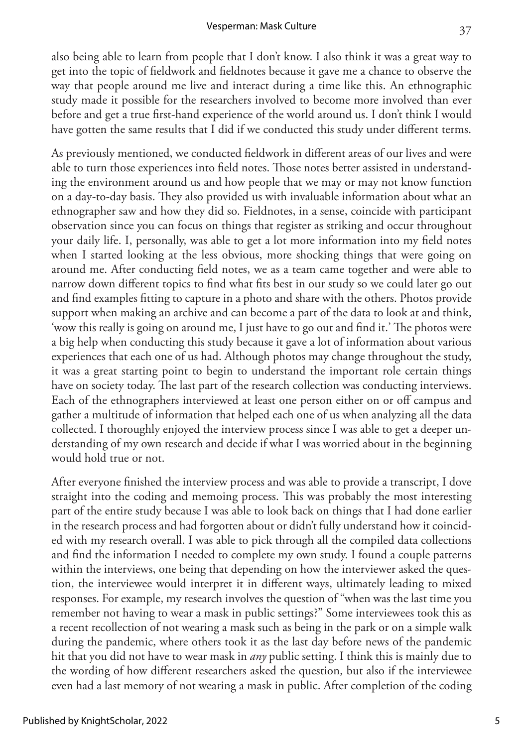also being able to learn from people that I don't know. I also think it was a great way to get into the topic of fieldwork and fieldnotes because it gave me a chance to observe the way that people around me live and interact during a time like this. An ethnographic study made it possible for the researchers involved to become more involved than ever before and get a true first-hand experience of the world around us. I don't think I would have gotten the same results that I did if we conducted this study under different terms.

As previously mentioned, we conducted fieldwork in different areas of our lives and were able to turn those experiences into field notes. Those notes better assisted in understanding the environment around us and how people that we may or may not know function on a day-to-day basis. They also provided us with invaluable information about what an ethnographer saw and how they did so. Fieldnotes, in a sense, coincide with participant observation since you can focus on things that register as striking and occur throughout your daily life. I, personally, was able to get a lot more information into my field notes when I started looking at the less obvious, more shocking things that were going on around me. After conducting field notes, we as a team came together and were able to narrow down different topics to find what fits best in our study so we could later go out and find examples fitting to capture in a photo and share with the others. Photos provide support when making an archive and can become a part of the data to look at and think, 'wow this really is going on around me, I just have to go out and find it.' The photos were a big help when conducting this study because it gave a lot of information about various experiences that each one of us had. Although photos may change throughout the study, it was a great starting point to begin to understand the important role certain things have on society today. The last part of the research collection was conducting interviews. Each of the ethnographers interviewed at least one person either on or off campus and gather a multitude of information that helped each one of us when analyzing all the data collected. I thoroughly enjoyed the interview process since I was able to get a deeper understanding of my own research and decide if what I was worried about in the beginning would hold true or not.

After everyone finished the interview process and was able to provide a transcript, I dove straight into the coding and memoing process. This was probably the most interesting part of the entire study because I was able to look back on things that I had done earlier in the research process and had forgotten about or didn't fully understand how it coincided with my research overall. I was able to pick through all the compiled data collections and find the information I needed to complete my own study. I found a couple patterns within the interviews, one being that depending on how the interviewer asked the question, the interviewee would interpret it in different ways, ultimately leading to mixed responses. For example, my research involves the question of "when was the last time you remember not having to wear a mask in public settings?" Some interviewees took this as a recent recollection of not wearing a mask such as being in the park or on a simple walk during the pandemic, where others took it as the last day before news of the pandemic hit that you did not have to wear mask in *any* public setting. I think this is mainly due to the wording of how different researchers asked the question, but also if the interviewee even had a last memory of not wearing a mask in public. After completion of the coding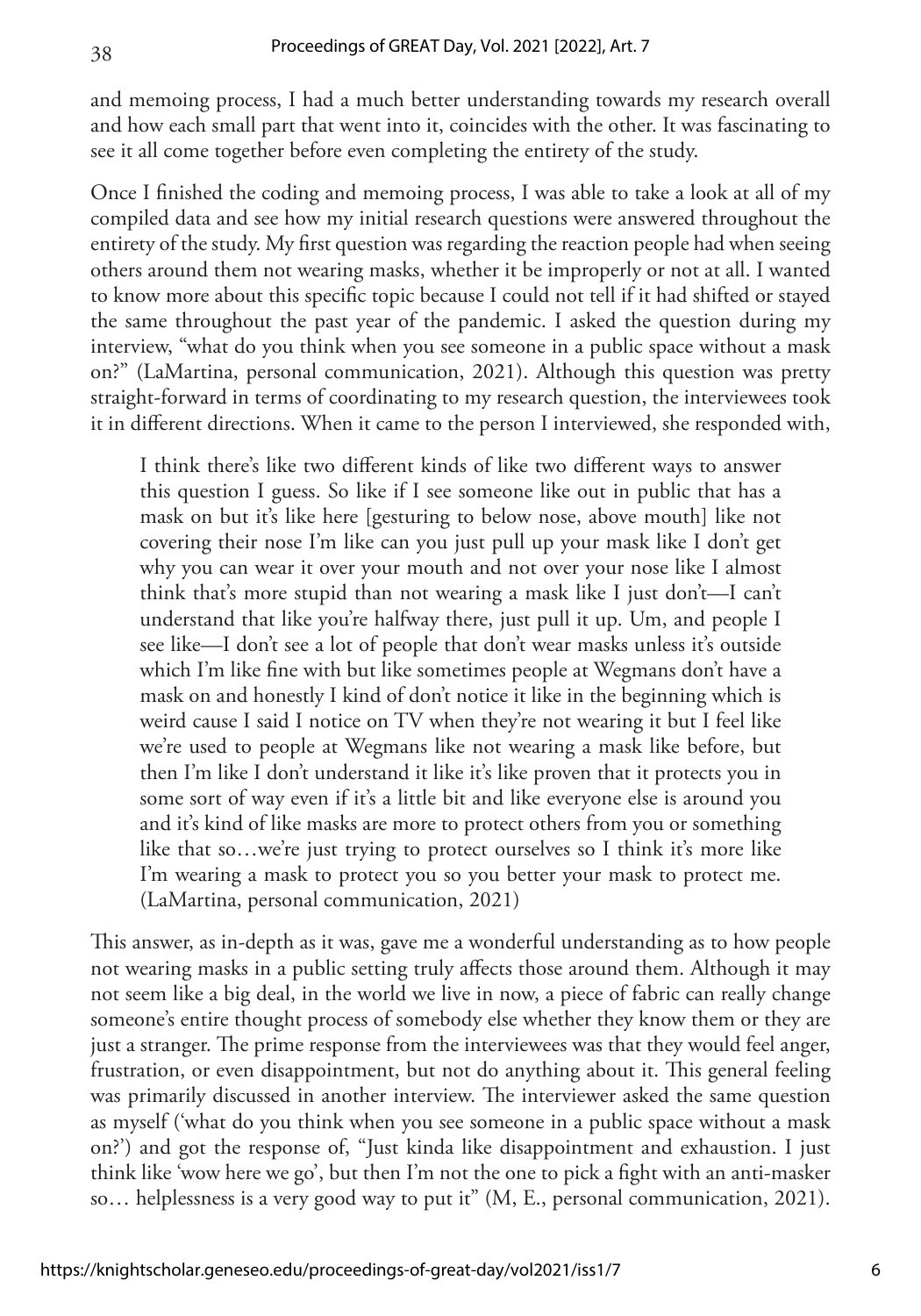and memoing process, I had a much better understanding towards my research overall and how each small part that went into it, coincides with the other. It was fascinating to see it all come together before even completing the entirety of the study.

Once I finished the coding and memoing process, I was able to take a look at all of my compiled data and see how my initial research questions were answered throughout the entirety of the study. My first question was regarding the reaction people had when seeing others around them not wearing masks, whether it be improperly or not at all. I wanted to know more about this specific topic because I could not tell if it had shifted or stayed the same throughout the past year of the pandemic. I asked the question during my interview, "what do you think when you see someone in a public space without a mask on?" (LaMartina, personal communication, 2021). Although this question was pretty straight-forward in terms of coordinating to my research question, the interviewees took it in different directions. When it came to the person I interviewed, she responded with,

> I think there's like two different kinds of like two different ways to answer this question I guess. So like if I see someone like out in public that has a mask on but it's like here [gesturing to below nose, above mouth] like not covering their nose I'm like can you just pull up your mask like I don't get why you can wear it over your mouth and not over your nose like I almost think that's more stupid than not wearing a mask like I just don't—I can't understand that like you're halfway there, just pull it up. Um, and people I see like—I don't see a lot of people that don't wear masks unless it's outside which I'm like fine with but like sometimes people at Wegmans don't have a mask on and honestly I kind of don't notice it like in the beginning which is weird cause I said I notice on TV when they're not wearing it but I feel like we're used to people at Wegmans like not wearing a mask like before, but then I'm like I don't understand it like it's like proven that it protects you in some sort of way even if it's a little bit and like everyone else is around you and it's kind of like masks are more to protect others from you or something like that so…we're just trying to protect ourselves so I think it's more like I'm wearing a mask to protect you so you better your mask to protect me. (LaMartina, personal communication, 2021)

This answer, as in-depth as it was, gave me a wonderful understanding as to how people not wearing masks in a public setting truly affects those around them. Although it may not seem like a big deal, in the world we live in now, a piece of fabric can really change someone's entire thought process of somebody else whether they know them or they are just a stranger. The prime response from the interviewees was that they would feel anger, frustration, or even disappointment, but not do anything about it. This general feeling was primarily discussed in another interview. The interviewer asked the same question as myself ('what do you think when you see someone in a public space without a mask on?') and got the response of, "Just kinda like disappointment and exhaustion. I just think like 'wow here we go', but then I'm not the one to pick a fight with an anti-masker so… helplessness is a very good way to put it" (M, E., personal communication, 2021).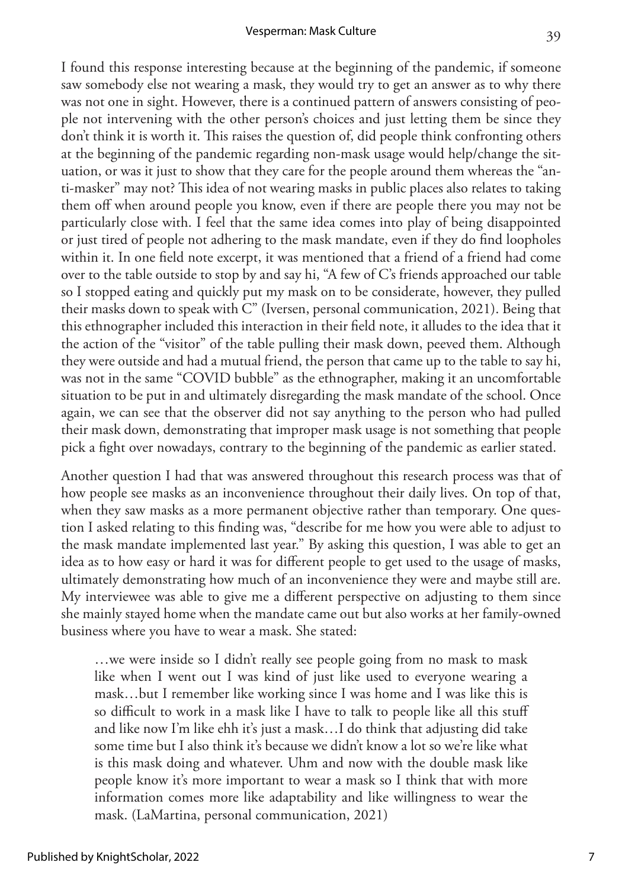I found this response interesting because at the beginning of the pandemic, if someone saw somebody else not wearing a mask, they would try to get an answer as to why there was not one in sight. However, there is a continued pattern of answers consisting of people not intervening with the other person's choices and just letting them be since they don't think it is worth it. This raises the question of, did people think confronting others at the beginning of the pandemic regarding non-mask usage would help/change the situation, or was it just to show that they care for the people around them whereas the "anti-masker" may not? This idea of not wearing masks in public places also relates to taking them off when around people you know, even if there are people there you may not be particularly close with. I feel that the same idea comes into play of being disappointed or just tired of people not adhering to the mask mandate, even if they do find loopholes within it. In one field note excerpt, it was mentioned that a friend of a friend had come over to the table outside to stop by and say hi, "A few of C's friends approached our table so I stopped eating and quickly put my mask on to be considerate, however, they pulled their masks down to speak with C" (Iversen, personal communication, 2021). Being that this ethnographer included this interaction in their field note, it alludes to the idea that it the action of the "visitor" of the table pulling their mask down, peeved them. Although they were outside and had a mutual friend, the person that came up to the table to say hi, was not in the same "COVID bubble" as the ethnographer, making it an uncomfortable situation to be put in and ultimately disregarding the mask mandate of the school. Once again, we can see that the observer did not say anything to the person who had pulled their mask down, demonstrating that improper mask usage is not something that people pick a fight over nowadays, contrary to the beginning of the pandemic as earlier stated.

Another question I had that was answered throughout this research process was that of how people see masks as an inconvenience throughout their daily lives. On top of that, when they saw masks as a more permanent objective rather than temporary. One question I asked relating to this finding was, "describe for me how you were able to adjust to the mask mandate implemented last year." By asking this question, I was able to get an idea as to how easy or hard it was for different people to get used to the usage of masks, ultimately demonstrating how much of an inconvenience they were and maybe still are. My interviewee was able to give me a different perspective on adjusting to them since she mainly stayed home when the mandate came out but also works at her family-owned business where you have to wear a mask. She stated:

> …we were inside so I didn't really see people going from no mask to mask like when I went out I was kind of just like used to everyone wearing a mask…but I remember like working since I was home and I was like this is so difficult to work in a mask like I have to talk to people like all this stuff and like now I'm like ehh it's just a mask…I do think that adjusting did take some time but I also think it's because we didn't know a lot so we're like what is this mask doing and whatever. Uhm and now with the double mask like people know it's more important to wear a mask so I think that with more information comes more like adaptability and like willingness to wear the mask. (LaMartina, personal communication, 2021)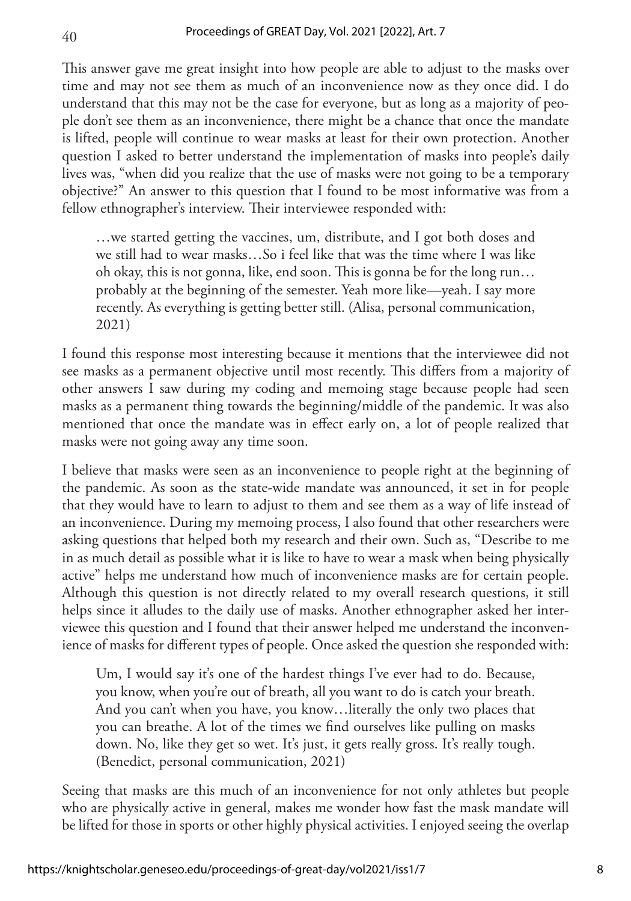This answer gave me great insight into how people are able to adjust to the masks over time and may not see them as much of an inconvenience now as they once did. I do understand that this may not be the case for everyone, but as long as a majority of people don't see them as an inconvenience, there might be a chance that once the mandate is lifted, people will continue to wear masks at least for their own protection. Another question I asked to better understand the implementation of masks into people's daily lives was, "when did you realize that the use of masks were not going to be a temporary objective?" An answer to this question that I found to be most informative was from a fellow ethnographer's interview. Their interviewee responded with:

> …we started getting the vaccines, um, distribute, and I got both doses and we still had to wear masks…So i feel like that was the time where I was like oh okay, this is not gonna, like, end soon. This is gonna be for the long run… probably at the beginning of the semester. Yeah more like—yeah. I say more recently. As everything is getting better still. (Alisa, personal communication, 2021)

I found this response most interesting because it mentions that the interviewee did not see masks as a permanent objective until most recently. This differs from a majority of other answers I saw during my coding and memoing stage because people had seen masks as a permanent thing towards the beginning/middle of the pandemic. It was also mentioned that once the mandate was in effect early on, a lot of people realized that masks were not going away any time soon.

I believe that masks were seen as an inconvenience to people right at the beginning of the pandemic. As soon as the state-wide mandate was announced, it set in for people that they would have to learn to adjust to them and see them as a way of life instead of an inconvenience. During my memoing process, I also found that other researchers were asking questions that helped both my research and their own. Such as, "Describe to me in as much detail as possible what it is like to have to wear a mask when being physically active" helps me understand how much of inconvenience masks are for certain people. Although this question is not directly related to my overall research questions, it still helps since it alludes to the daily use of masks. Another ethnographer asked her interviewee this question and I found that their answer helped me understand the inconvenience of masks for different types of people. Once asked the question she responded with:

> Um, I would say it's one of the hardest things I've ever had to do. Because, you know, when you're out of breath, all you want to do is catch your breath. And you can't when you have, you know…literally the only two places that you can breathe. A lot of the times we find ourselves like pulling on masks down. No, like they get so wet. It's just, it gets really gross. It's really tough. (Benedict, personal communication, 2021)

Seeing that masks are this much of an inconvenience for not only athletes but people who are physically active in general, makes me wonder how fast the mask mandate will be lifted for those in sports or other highly physical activities. I enjoyed seeing the overlap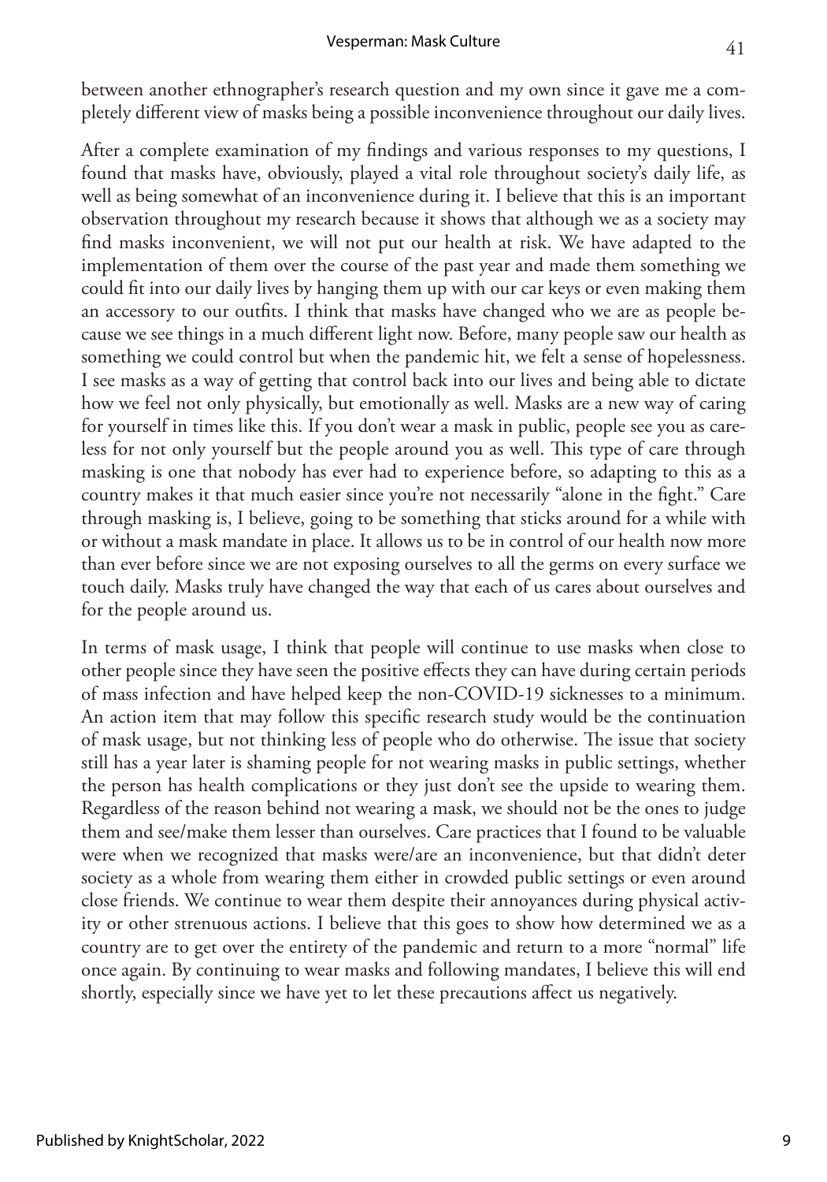between another ethnographer's research question and my own since it gave me a completely different view of masks being a possible inconvenience throughout our daily lives.

After a complete examination of my findings and various responses to my questions, I found that masks have, obviously, played a vital role throughout society's daily life, as well as being somewhat of an inconvenience during it. I believe that this is an important observation throughout my research because it shows that although we as a society may find masks inconvenient, we will not put our health at risk. We have adapted to the implementation of them over the course of the past year and made them something we could fit into our daily lives by hanging them up with our car keys or even making them an accessory to our outfits. I think that masks have changed who we are as people because we see things in a much different light now. Before, many people saw our health as something we could control but when the pandemic hit, we felt a sense of hopelessness. I see masks as a way of getting that control back into our lives and being able to dictate how we feel not only physically, but emotionally as well. Masks are a new way of caring for yourself in times like this. If you don't wear a mask in public, people see you as careless for not only yourself but the people around you as well. This type of care through masking is one that nobody has ever had to experience before, so adapting to this as a country makes it that much easier since you're not necessarily "alone in the fight." Care through masking is, I believe, going to be something that sticks around for a while with or without a mask mandate in place. It allows us to be in control of our health now more than ever before since we are not exposing ourselves to all the germs on every surface we touch daily. Masks truly have changed the way that each of us cares about ourselves and for the people around us.

In terms of mask usage, I think that people will continue to use masks when close to other people since they have seen the positive effects they can have during certain periods of mass infection and have helped keep the non-COVID-19 sicknesses to a minimum. An action item that may follow this specific research study would be the continuation of mask usage, but not thinking less of people who do otherwise. The issue that society still has a year later is shaming people for not wearing masks in public settings, whether the person has health complications or they just don't see the upside to wearing them. Regardless of the reason behind not wearing a mask, we should not be the ones to judge them and see/make them lesser than ourselves. Care practices that I found to be valuable were when we recognized that masks were/are an inconvenience, but that didn't deter society as a whole from wearing them either in crowded public settings or even around close friends. We continue to wear them despite their annoyances during physical activity or other strenuous actions. I believe that this goes to show how determined we as a country are to get over the entirety of the pandemic and return to a more "normal" life once again. By continuing to wear masks and following mandates, I believe this will end shortly, especially since we have yet to let these precautions affect us negatively.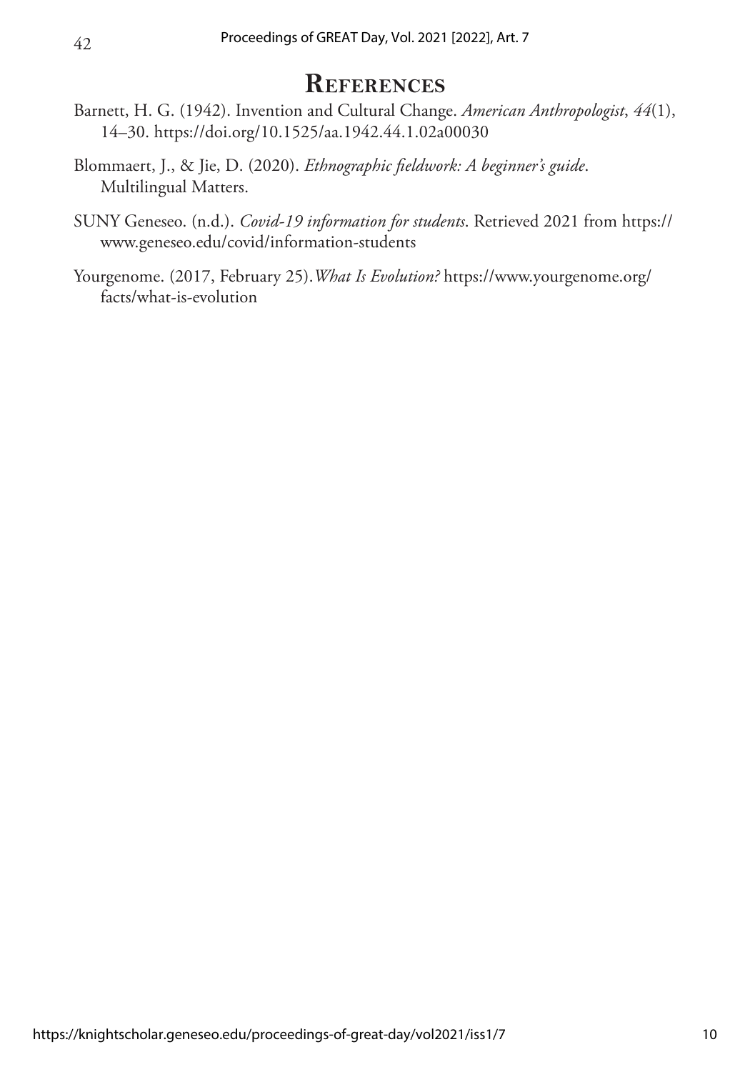# References

Barnett, H. G. (1942). Invention and Cultural Change. *American Anthropologist*, *44*(1), 14–30. https://doi.org/10.1525/aa.1942.44.1.02a00030

Blommaert, J., & Jie, D. (2020). *Ethnographic fieldwork: A beginner's guide*. Multilingual Matters.

SUNY Geneseo. (n.d.). *Covid-19 information for students*. Retrieved 2021 from https://www.geneseo.edu/covid/information-students

Yourgenome. (2017, February 25).*What Is Evolution?* https://www.yourgenome.org/facts/what-is-evolution